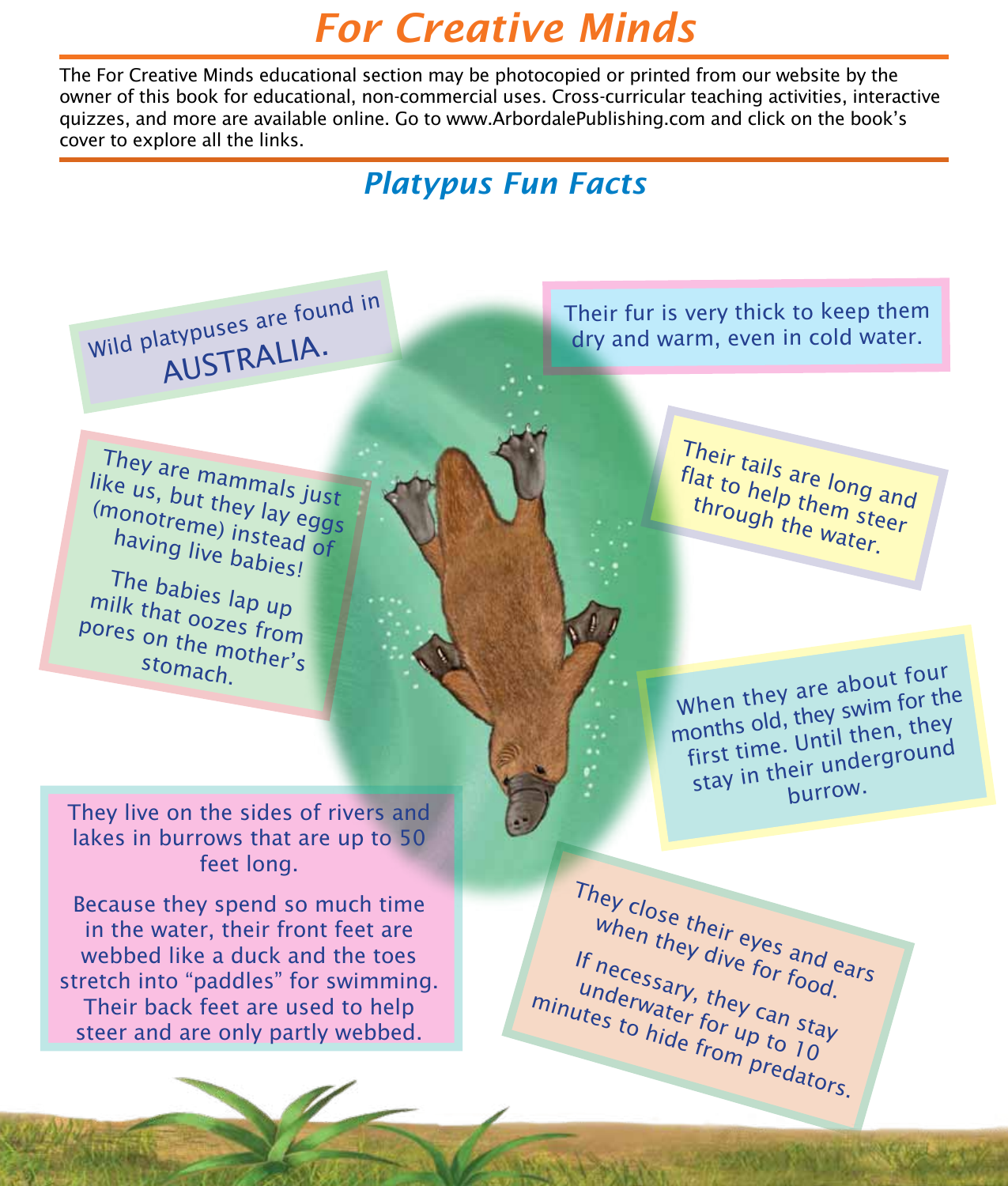# For Creative Minds

The For Creative Minds educational section may be photocopied or printed from our website by the owner of this book for educational, non-commercial uses. Cross-curricular teaching activities, interactive quizzes, and more are available online. Go to www.ArbordalePublishing.com and click on the book's cover to explore all the links.

## Platypus Fun Facts

Wild platypuses are found in AUSTRALIA.

Their fur is very thick to keep them dry and warm, even in cold water.

They are mammals just like us, but they lay eggs (monotreme) instead of having live babies!

The babies lap up milk that oozes from pores on the mother's stomach.

Their tails are long and flat to help them steer through the water.

When they are about four months old, they swim for the first time. Until then, they stay in their underground burrow.

They live on the sides of rivers and lakes in burrows that are up to 50 feet long.

Because they spend so much time in the water, their front feet are webbed like a duck and the toes stretch into "paddles" for swimming. Their back feet are used to help steer and are only partly webbed.

They close their eyes and ears when they dive for food.

If necessary, they can stay underwater for up to 10 minutes to hide from predators.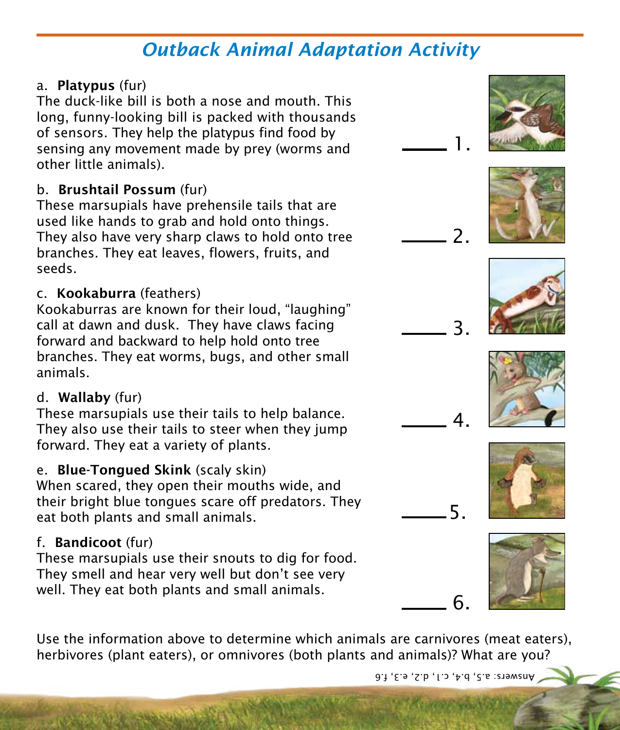## *Outback Animal Adaptation Activity*

a. **Platypus** (fur)
The duck-like bill is both a nose and mouth. This long, funny-looking bill is packed with thousands of sensors. They help the platypus find food by sensing any movement made by prey (worms and other little animals).

b. **Brushtail Possum** (fur)
These marsupials have prehensile tails that are used like hands to grab and hold onto things. They also have very sharp claws to hold onto tree branches. They eat leaves, flowers, fruits, and seeds.

c. **Kookaburra** (feathers)
Kookaburras are known for their loud, “laughing” call at dawn and dusk. They have claws facing forward and backward to help hold onto tree branches. They eat worms, bugs, and other small animals.

d. **Wallaby** (fur)
These marsupials use their tails to help balance. They also use their tails to steer when they jump forward. They eat a variety of plants.

e. **Blue-Tongued Skink** (scaly skin)
When scared, they open their mouths wide, and their bright blue tongues scare off predators. They eat both plants and small animals.

f. **Bandicoot** (fur)
These marsupials use their snouts to dig for food. They smell and hear very well but don’t see very well. They eat both plants and small animals.

\_\_\_\_ 1.

\_\_\_\_ 2.

\_\_\_\_ 3.

\_\_\_\_ 4.

\_\_\_\_ 5.

\_\_\_\_ 6.

Use the information above to determine which animals are carnivores (meat eaters), herbivores (plant eaters), or omnivores (both plants and animals)? What are you?

Answers: a.5, b.4, c.1, d.2, e.3, f.6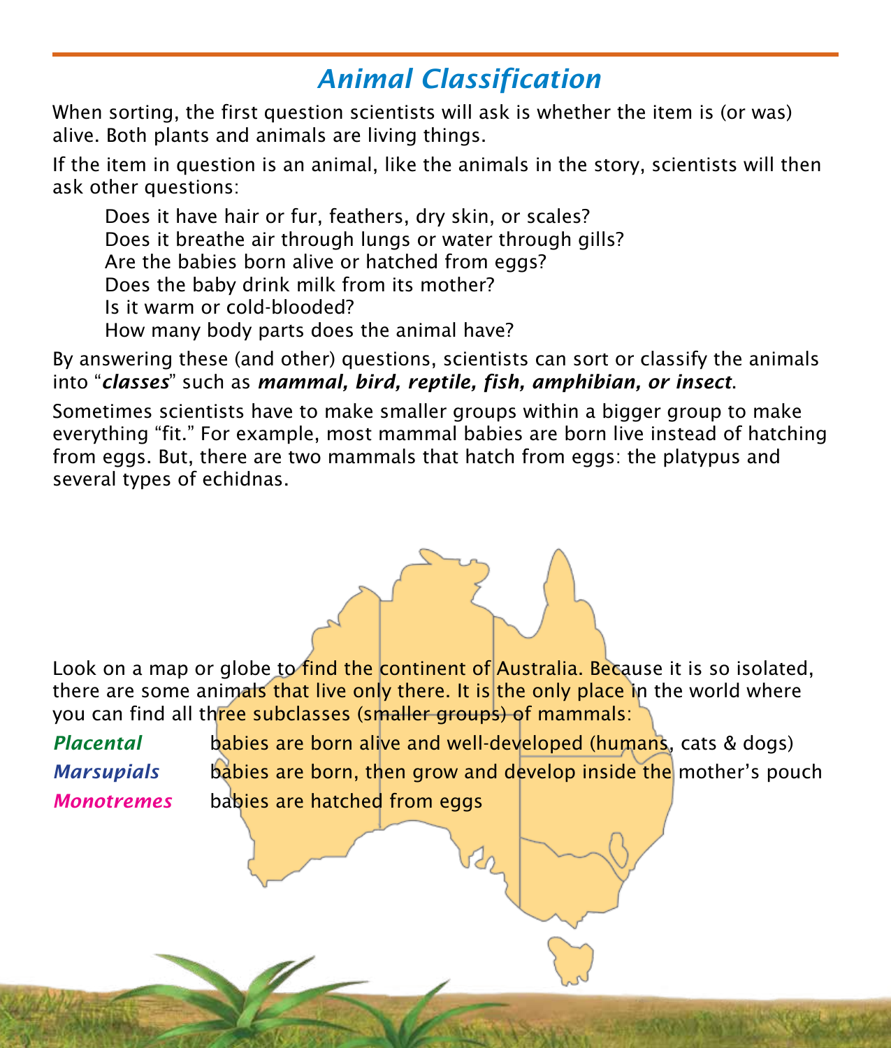# *Animal Classification*

When sorting, the first question scientists will ask is whether the item is (or was) alive. Both plants and animals are living things.

If the item in question is an animal, like the animals in the story, scientists will then ask other questions:

> Does it have hair or fur, feathers, dry skin, or scales?
> Does it breathe air through lungs or water through gills?
> Are the babies born alive or hatched from eggs?
> Does the baby drink milk from its mother?
> Is it warm or cold-blooded?
> How many body parts does the animal have?

By answering these (and other) questions, scientists can sort or classify the animals into "***classes***" such as ***mammal, bird, reptile, fish, amphibian, or insect***.

Sometimes scientists have to make smaller groups within a bigger group to make everything "fit." For example, most mammal babies are born live instead of hatching from eggs. But, there are two mammals that hatch from eggs: the platypus and several types of echidnas.

Look on a map or globe to find the continent of Australia. Because it is so isolated, there are some animals that live only there. It is the only place in the world where you can find all three subclasses (smaller groups) of mammals:

***Placental*** babies are born alive and well-developed (humans, cats & dogs)

***Marsupials*** babies are born, then grow and develop inside the mother's pouch

***Monotremes*** babies are hatched from eggs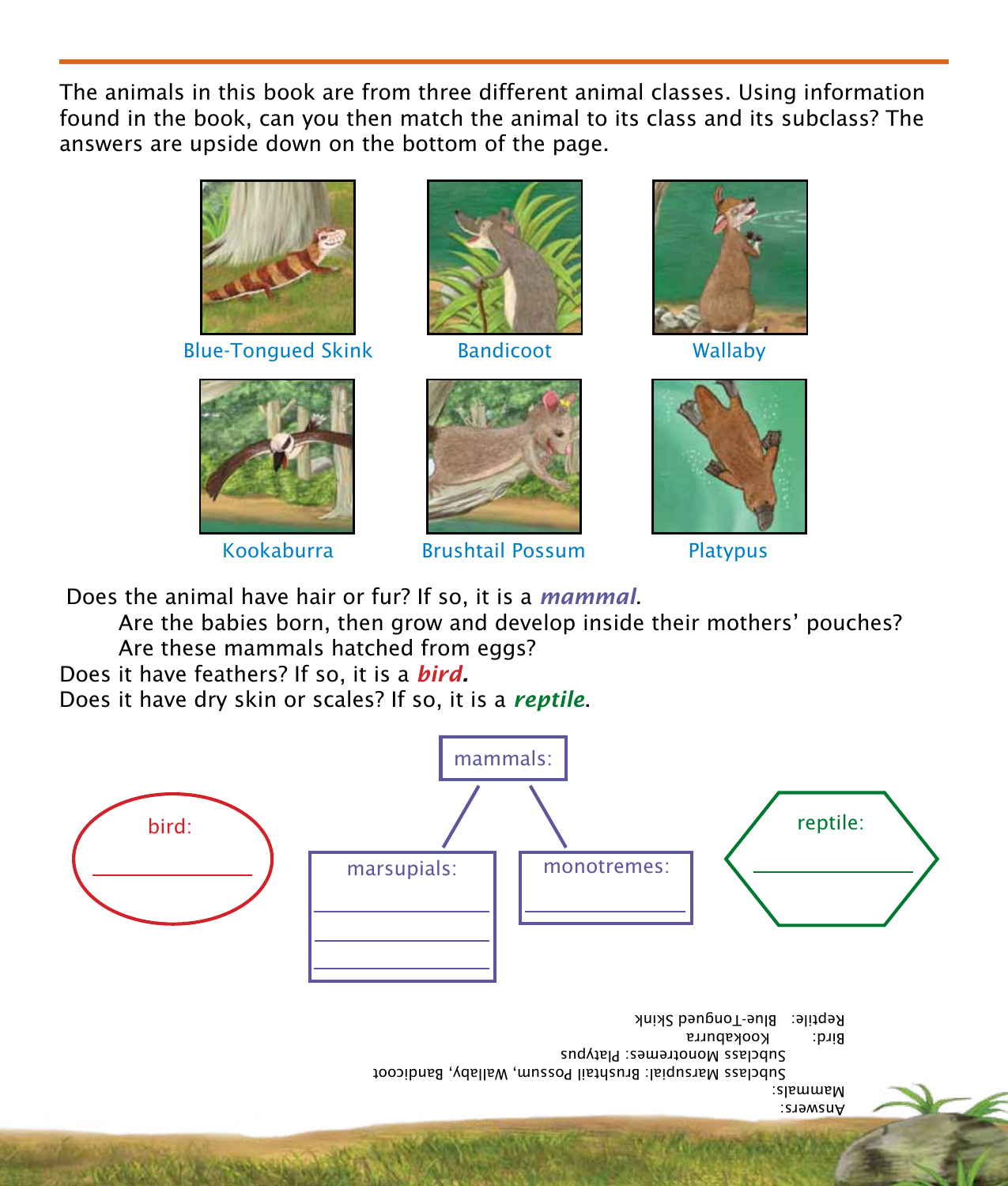The animals in this book are from three different animal classes. Using information found in the book, can you then match the animal to its class and its subclass? The answers are upside down on the bottom of the page.

Blue-Tongued Skink

Bandicoot

Wallaby

Kookaburra

Brushtail Possum

Platypus

Does the animal have hair or fur? If so, it is a ***mammal***.

Are the babies born, then grow and develop inside their mothers' pouches?

Are these mammals hatched from eggs?

Does it have feathers? If so, it is a ***bird.***

Does it have dry skin or scales? If so, it is a ***reptile***.

mammals:

bird: ______________

marsupials: ______________ ______________ ______________

monotremes: ______________

reptile: ______________

Answers:

Mammals:

Subclass Marsupial: Brushtail Possum, Wallaby, Bandicoot

Subclass Monotremes: Platypus

Bird: Kookaburra

Reptile: Blue-Tongued Skink